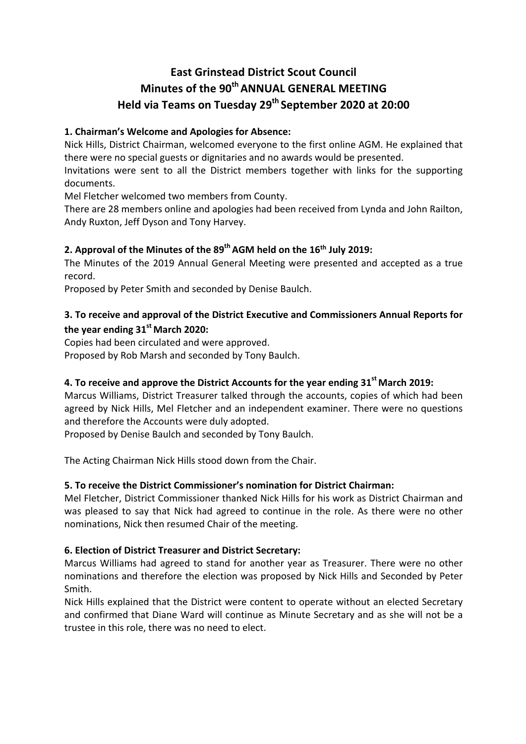# East Grinstead District Scout Council
# Minutes of the 90th ANNUAL GENERAL MEETING
# Held via Teams on Tuesday 29th September 2020 at 20:00

**1. Chairman's Welcome and Apologies for Absence:**

Nick Hills, District Chairman, welcomed everyone to the first online AGM. He explained that there were no special guests or dignitaries and no awards would be presented.

Invitations were sent to all the District members together with links for the supporting documents.

Mel Fletcher welcomed two members from County.

There are 28 members online and apologies had been received from Lynda and John Railton, Andy Ruxton, Jeff Dyson and Tony Harvey.

**2. Approval of the Minutes of the 89th AGM held on the 16th July 2019:**

The Minutes of the 2019 Annual General Meeting were presented and accepted as a true record.

Proposed by Peter Smith and seconded by Denise Baulch.

**3. To receive and approval of the District Executive and Commissioners Annual Reports for the year ending 31st March 2020:**

Copies had been circulated and were approved.

Proposed by Rob Marsh and seconded by Tony Baulch.

**4. To receive and approve the District Accounts for the year ending 31st March 2019:**

Marcus Williams, District Treasurer talked through the accounts, copies of which had been agreed by Nick Hills, Mel Fletcher and an independent examiner. There were no questions and therefore the Accounts were duly adopted.

Proposed by Denise Baulch and seconded by Tony Baulch.

The Acting Chairman Nick Hills stood down from the Chair.

**5. To receive the District Commissioner's nomination for District Chairman:**

Mel Fletcher, District Commissioner thanked Nick Hills for his work as District Chairman and was pleased to say that Nick had agreed to continue in the role. As there were no other nominations, Nick then resumed Chair of the meeting.

**6. Election of District Treasurer and District Secretary:**

Marcus Williams had agreed to stand for another year as Treasurer. There were no other nominations and therefore the election was proposed by Nick Hills and Seconded by Peter Smith.

Nick Hills explained that the District were content to operate without an elected Secretary and confirmed that Diane Ward will continue as Minute Secretary and as she will not be a trustee in this role, there was no need to elect.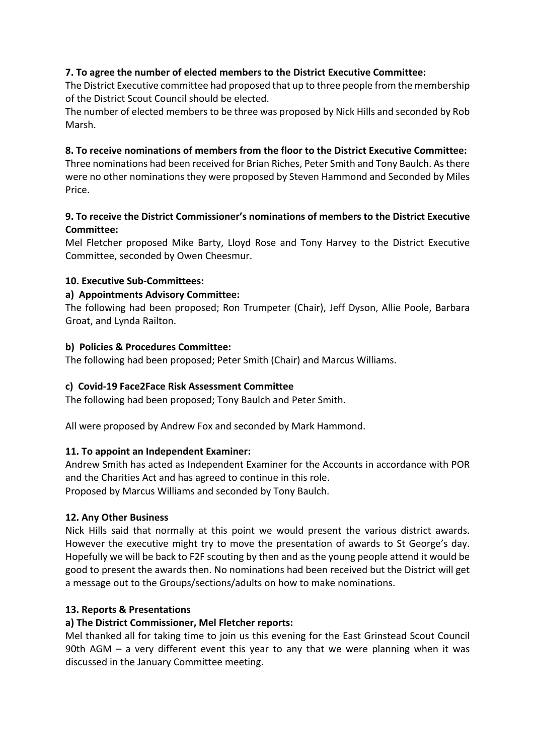**7. To agree the number of elected members to the District Executive Committee:**

The District Executive committee had proposed that up to three people from the membership of the District Scout Council should be elected.

The number of elected members to be three was proposed by Nick Hills and seconded by Rob Marsh.

**8. To receive nominations of members from the floor to the District Executive Committee:**

Three nominations had been received for Brian Riches, Peter Smith and Tony Baulch. As there were no other nominations they were proposed by Steven Hammond and Seconded by Miles Price.

**9. To receive the District Commissioner's nominations of members to the District Executive Committee:**

Mel Fletcher proposed Mike Barty, Lloyd Rose and Tony Harvey to the District Executive Committee, seconded by Owen Cheesmur.

**10. Executive Sub-Committees:**

**a) Appointments Advisory Committee:**

The following had been proposed; Ron Trumpeter (Chair), Jeff Dyson, Allie Poole, Barbara Groat, and Lynda Railton.

**b) Policies & Procedures Committee:**

The following had been proposed; Peter Smith (Chair) and Marcus Williams.

**c) Covid-19 Face2Face Risk Assessment Committee**

The following had been proposed; Tony Baulch and Peter Smith.

All were proposed by Andrew Fox and seconded by Mark Hammond.

**11. To appoint an Independent Examiner:**

Andrew Smith has acted as Independent Examiner for the Accounts in accordance with POR and the Charities Act and has agreed to continue in this role.

Proposed by Marcus Williams and seconded by Tony Baulch.

**12. Any Other Business**

Nick Hills said that normally at this point we would present the various district awards. However the executive might try to move the presentation of awards to St George's day. Hopefully we will be back to F2F scouting by then and as the young people attend it would be good to present the awards then. No nominations had been received but the District will get a message out to the Groups/sections/adults on how to make nominations.

**13. Reports & Presentations**

**a) The District Commissioner, Mel Fletcher reports:**

Mel thanked all for taking time to join us this evening for the East Grinstead Scout Council 90th AGM – a very different event this year to any that we were planning when it was discussed in the January Committee meeting.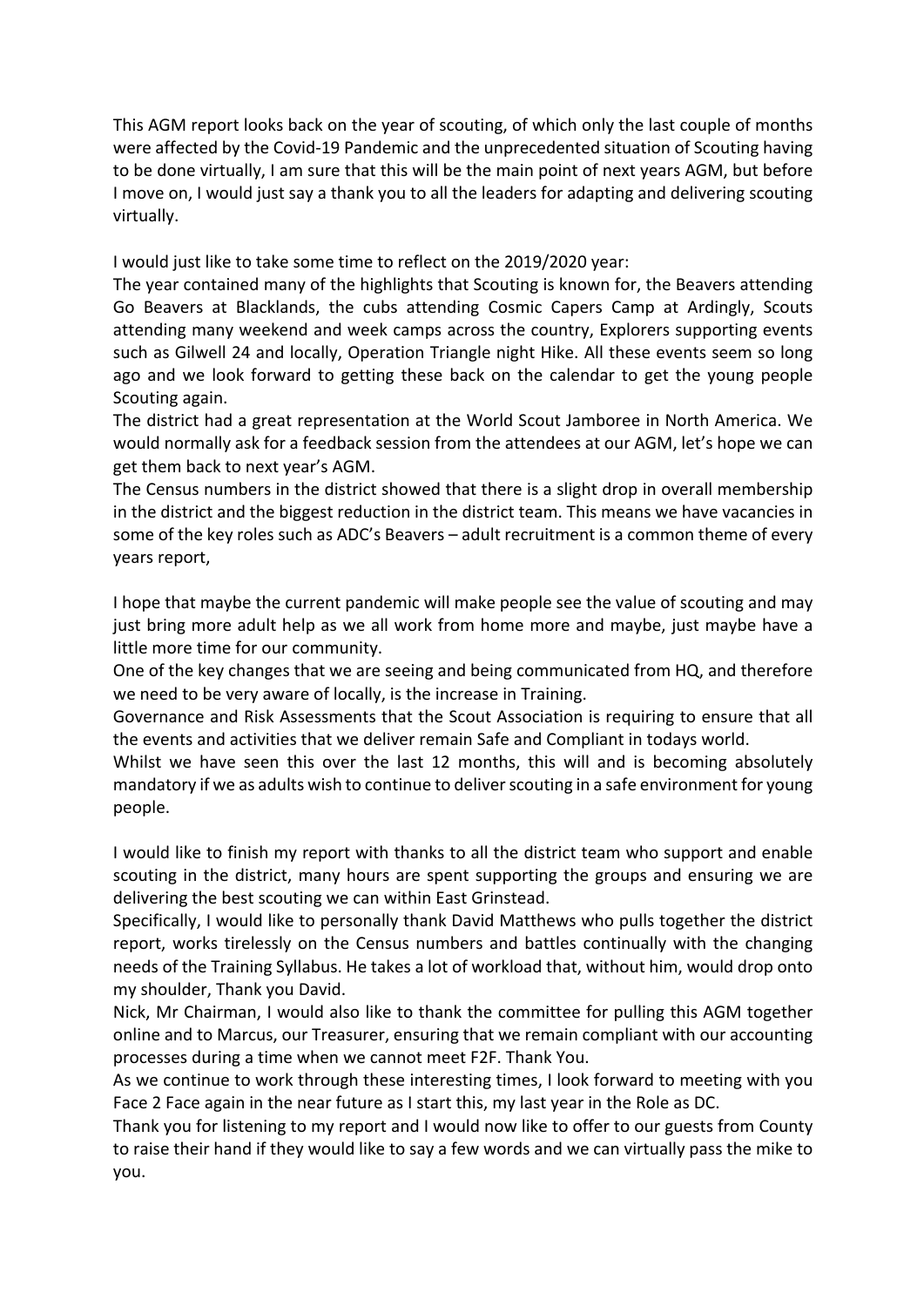This AGM report looks back on the year of scouting, of which only the last couple of months were affected by the Covid-19 Pandemic and the unprecedented situation of Scouting having to be done virtually, I am sure that this will be the main point of next years AGM, but before I move on, I would just say a thank you to all the leaders for adapting and delivering scouting virtually.

I would just like to take some time to reflect on the 2019/2020 year:
The year contained many of the highlights that Scouting is known for, the Beavers attending Go Beavers at Blacklands, the cubs attending Cosmic Capers Camp at Ardingly, Scouts attending many weekend and week camps across the country, Explorers supporting events such as Gilwell 24 and locally, Operation Triangle night Hike. All these events seem so long ago and we look forward to getting these back on the calendar to get the young people Scouting again.
The district had a great representation at the World Scout Jamboree in North America. We would normally ask for a feedback session from the attendees at our AGM, let's hope we can get them back to next year's AGM.
The Census numbers in the district showed that there is a slight drop in overall membership in the district and the biggest reduction in the district team. This means we have vacancies in some of the key roles such as ADC's Beavers – adult recruitment is a common theme of every years report,

I hope that maybe the current pandemic will make people see the value of scouting and may just bring more adult help as we all work from home more and maybe, just maybe have a little more time for our community.
One of the key changes that we are seeing and being communicated from HQ, and therefore we need to be very aware of locally, is the increase in Training.
Governance and Risk Assessments that the Scout Association is requiring to ensure that all the events and activities that we deliver remain Safe and Compliant in todays world.
Whilst we have seen this over the last 12 months, this will and is becoming absolutely mandatory if we as adults wish to continue to deliver scouting in a safe environment for young people.

I would like to finish my report with thanks to all the district team who support and enable scouting in the district, many hours are spent supporting the groups and ensuring we are delivering the best scouting we can within East Grinstead.
Specifically, I would like to personally thank David Matthews who pulls together the district report, works tirelessly on the Census numbers and battles continually with the changing needs of the Training Syllabus. He takes a lot of workload that, without him, would drop onto my shoulder, Thank you David.
Nick, Mr Chairman, I would also like to thank the committee for pulling this AGM together online and to Marcus, our Treasurer, ensuring that we remain compliant with our accounting processes during a time when we cannot meet F2F. Thank You.
As we continue to work through these interesting times, I look forward to meeting with you Face 2 Face again in the near future as I start this, my last year in the Role as DC.
Thank you for listening to my report and I would now like to offer to our guests from County to raise their hand if they would like to say a few words and we can virtually pass the mike to you.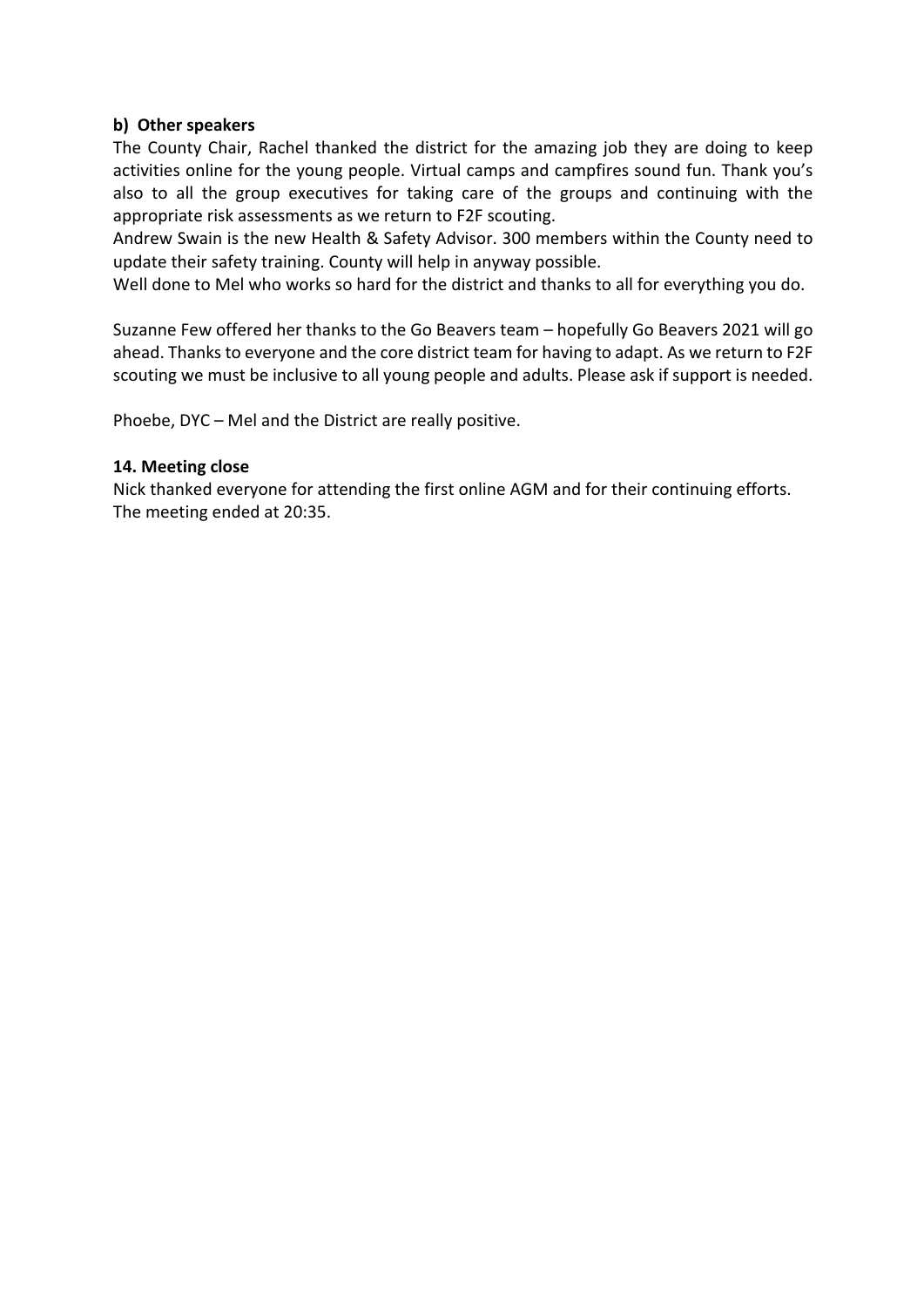**b) Other speakers**

The County Chair, Rachel thanked the district for the amazing job they are doing to keep activities online for the young people. Virtual camps and campfires sound fun. Thank you's also to all the group executives for taking care of the groups and continuing with the appropriate risk assessments as we return to F2F scouting.
Andrew Swain is the new Health & Safety Advisor. 300 members within the County need to update their safety training. County will help in anyway possible.
Well done to Mel who works so hard for the district and thanks to all for everything you do.

Suzanne Few offered her thanks to the Go Beavers team – hopefully Go Beavers 2021 will go ahead. Thanks to everyone and the core district team for having to adapt. As we return to F2F scouting we must be inclusive to all young people and adults. Please ask if support is needed.

Phoebe, DYC – Mel and the District are really positive.

**14. Meeting close**

Nick thanked everyone for attending the first online AGM and for their continuing efforts.
The meeting ended at 20:35.